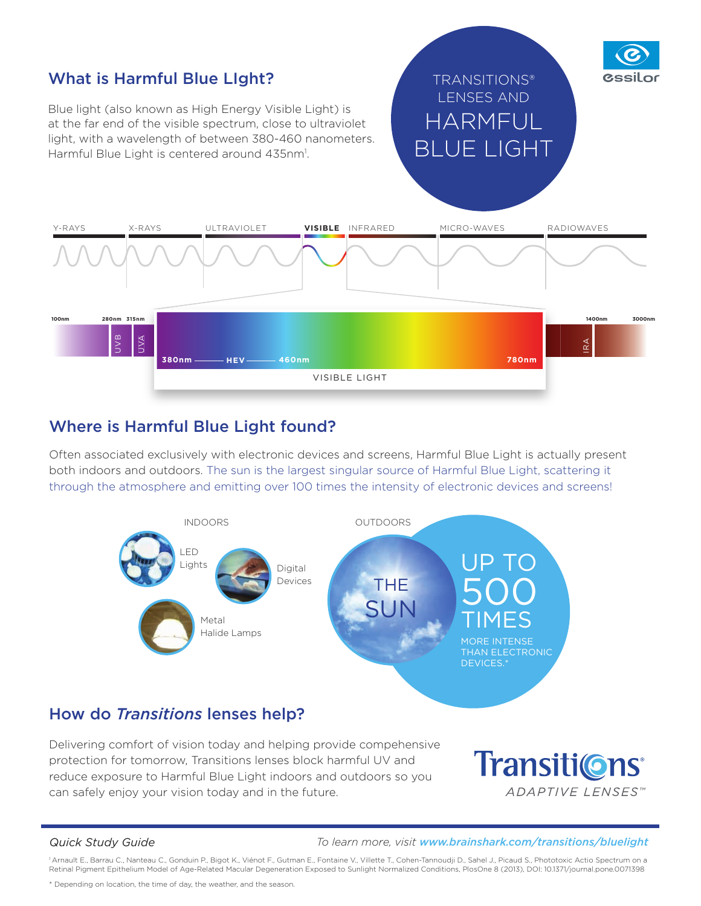# TRANSITIONS® LENSES AND HARMFUL BLUE LIGHT

## What is Harmful Blue Light?

Blue light (also known as High Energy Visible Light) is at the far end of the visible spectrum, close to ultraviolet light, with a wavelength of between 380-460 nanometers. Harmful Blue Light is centered around 435nm[1].

Y-RAYS | X-RAYS | ULTRAVIOLET | **VISIBLE** | INFRARED | MICRO-WAVES | RADIOWAVES

100nm | 280nm | 315nm | UVB | UVA | 380nm — HEV — 460nm | 780nm | IRA | 1400nm | 3000nm

VISIBLE LIGHT

## Where is Harmful Blue Light found?

Often associated exclusively with electronic devices and screens, Harmful Blue Light is actually present both indoors and outdoors. The sun is the largest singular source of Harmful Blue Light, scattering it through the atmosphere and emitting over 100 times the intensity of electronic devices and screens!

**INDOORS**

- LED Lights
- Digital Devices
- Metal Halide Lamps

**OUTDOORS**

THE SUN

UP TO 500 TIMES MORE INTENSE THAN ELECTRONIC DEVICES.*

## How do *Transitions* lenses help?

Delivering comfort of vision today and helping provide compehensive protection for tomorrow, Transitions lenses block harmful UV and reduce exposure to Harmful Blue Light indoors and outdoors so you can safely enjoy your vision today and in the future.

Transitions® ADAPTIVE LENSES™

*Quick Study Guide*

*To learn more, visit **www.brainshark.com/transitions/bluelight***

[1] Arnault E., Barrau C., Nanteau C., Gonduin P., Bigot K., Viénot F., Gutman E., Fontaine V., Villette T., Cohen-Tannoudji D., Sahel J., Picaud S., Phototoxic Actio Spectrum on a Retinal Pigment Epithelium Model of Age-Related Macular Degeneration Exposed to Sunlight Normalized Conditions, PlosOne 8 (2013), DOI: 10.1371/journal.pone.0071398

\* Depending on location, the time of day, the weather, and the season.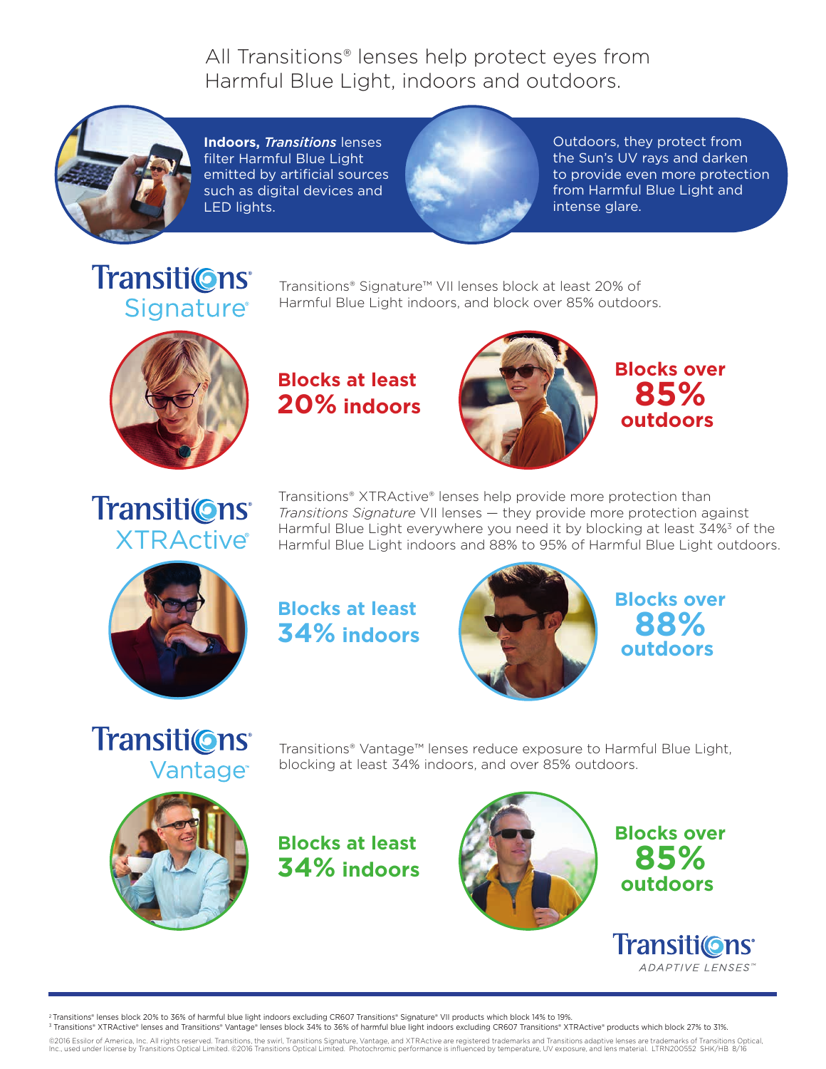# All Transitions® lenses help protect eyes from Harmful Blue Light, indoors and outdoors.

**Indoors, *Transitions*** lenses filter Harmful Blue Light emitted by artificial sources such as digital devices and LED lights.

Outdoors, they protect from the Sun's UV rays and darken to provide even more protection from Harmful Blue Light and intense glare.

## Transitions® Signature®

Transitions® Signature™ VII lenses block at least 20% of Harmful Blue Light indoors, and block over 85% outdoors.

**Blocks at least 20% indoors**

**Blocks over 85% outdoors**

## Transitions® XTRActive®

Transitions® XTRActive® lenses help provide more protection than *Transitions Signature* VII lenses — they provide more protection against Harmful Blue Light everywhere you need it by blocking at least 34%[3] of the Harmful Blue Light indoors and 88% to 95% of Harmful Blue Light outdoors.

**Blocks at least 34% indoors**

**Blocks over 88% outdoors**

## Transitions® Vantage™

Transitions® Vantage™ lenses reduce exposure to Harmful Blue Light, blocking at least 34% indoors, and over 85% outdoors.

**Blocks at least 34% indoors**

**Blocks over 85% outdoors**

Transitions® ADAPTIVE LENSES™

[2] Transitions® lenses block 20% to 36% of harmful blue light indoors excluding CR607 Transitions® Signature® VII products which block 14% to 19%.
[3] Transitions® XTRActive® lenses and Transitions® Vantage® lenses block 34% to 36% of harmful blue light indoors excluding CR607 Transitions® XTRActive® products which block 27% to 31%.

©2016 Essilor of America, Inc. All rights reserved. Transitions, the swirl, Transitions Signature, Vantage, and XTRActive are registered trademarks and Transitions adaptive lenses are trademarks of Transitions Optical, Inc., used under license by Transitions Optical Limited. ©2016 Transitions Optical Limited. Photochromic performance is influenced by temperature, UV exposure, and lens material. LTRN200552 SHK/HB 8/16